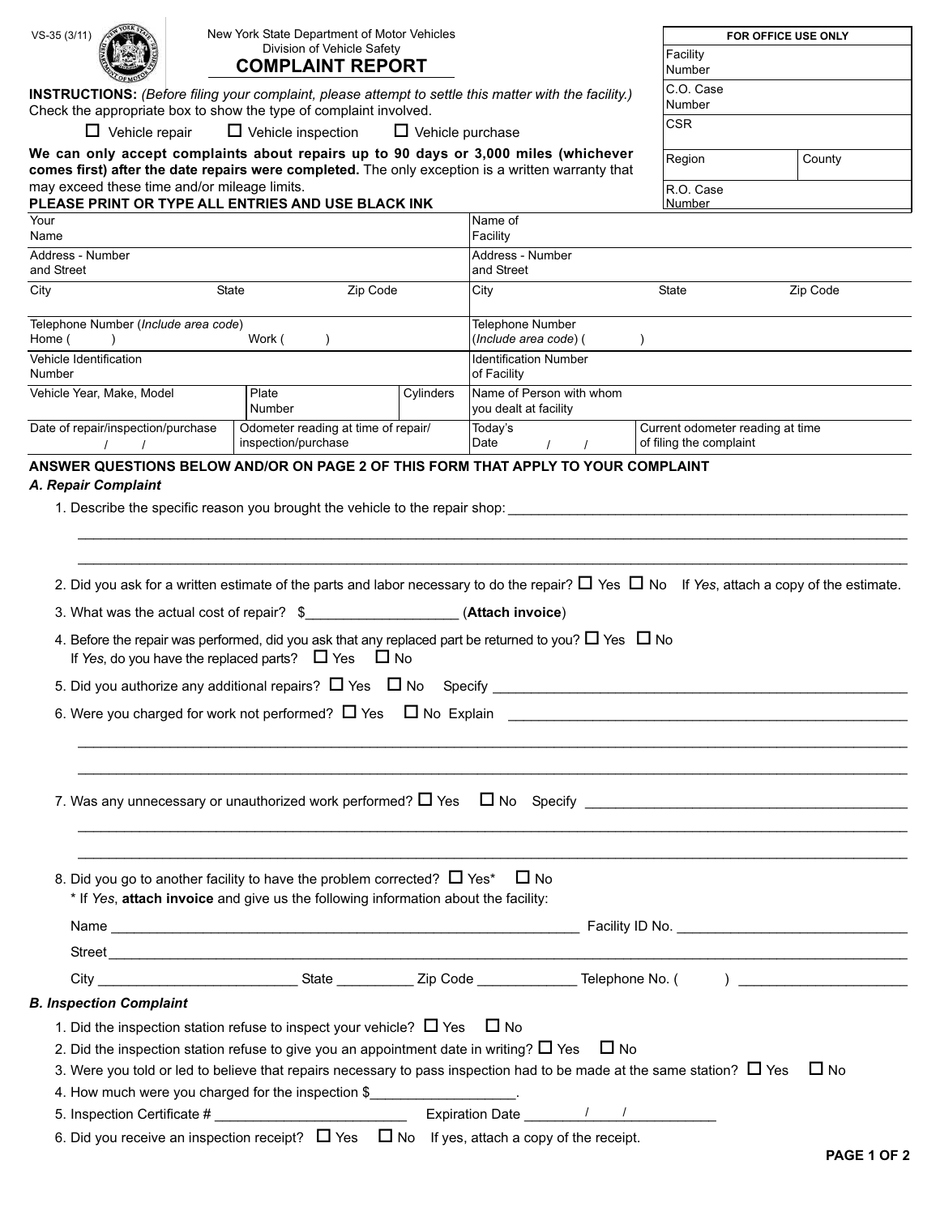VS-35 (3/11)

New York State Department of Motor Vehicles
Division of Vehicle Safety

# COMPLAINT REPORT

| FOR OFFICE USE ONLY | |
|---|---|
| Facility Number | |
| C.O. Case Number | |
| CSR | |
| Region | County |
| R.O. Case Number | |

**INSTRUCTIONS:** *(Before filing your complaint, please attempt to settle this matter with the facility.)* Check the appropriate box to show the type of complaint involved.

☐ Vehicle repair ☐ Vehicle inspection ☐ Vehicle purchase

**We can only accept complaints about repairs up to 90 days or 3,000 miles (whichever comes first) after the date repairs were completed.** The only exception is a written warranty that may exceed these time and/or mileage limits.

**PLEASE PRINT OR TYPE ALL ENTRIES AND USE BLACK INK**

| | | | | |
|---|---|---|---|---|
| Your Name | | | Name of Facility | |
| Address - Number and Street | | | Address - Number and Street | |
| City State Zip Code | | | City State Zip Code | |
| Telephone Number (*Include area code*) Home ( ) Work ( ) | | | Telephone Number (*Include area code*) ( ) | |
| Vehicle Identification Number | | | Identification Number of Facility | |
| Vehicle Year, Make, Model | Plate Number | Cylinders | Name of Person with whom you dealt at facility | |
| Date of repair/inspection/purchase / / | Odometer reading at time of repair/ inspection/purchase | | Today's Date / / | Current odometer reading at time of filing the complaint |

**ANSWER QUESTIONS BELOW AND/OR ON PAGE 2 OF THIS FORM THAT APPLY TO YOUR COMPLAINT**

***A. Repair Complaint***

1. Describe the specific reason you brought the vehicle to the repair shop: ____________________________________________
   ____________________________________________
   ____________________________________________
2. Did you ask for a written estimate of the parts and labor necessary to do the repair? ☐ Yes ☐ No If *Yes*, attach a copy of the estimate.
3. What was the actual cost of repair? $__________________ (**Attach invoice**)
4. Before the repair was performed, did you ask that any replaced part be returned to you? ☐ Yes ☐ No
   If *Yes*, do you have the replaced parts? ☐ Yes ☐ No
5. Did you authorize any additional repairs? ☐ Yes ☐ No Specify ____________________________________________
6. Were you charged for work not performed? ☐ Yes ☐ No Explain ____________________________________________
   ____________________________________________
   ____________________________________________
7. Was any unnecessary or unauthorized work performed? ☐ Yes ☐ No Specify ____________________________________________
   ____________________________________________
   ____________________________________________
8. Did you go to another facility to have the problem corrected? ☐ Yes* ☐ No
   \* If *Yes*, **attach invoice** and give us the following information about the facility:

   Name ____________________________________________ Facility ID No. ______________________

   Street ____________________________________________

   City ______________________ State __________ Zip Code ____________ Telephone No. ( ) ____________________

***B. Inspection Complaint***

1. Did the inspection station refuse to inspect your vehicle? ☐ Yes ☐ No
2. Did the inspection station refuse to give you an appointment date in writing? ☐ Yes ☐ No
3. Were you told or led to believe that repairs necessary to pass inspection had to be made at the same station? ☐ Yes ☐ No
4. How much were you charged for the inspection $__________________.
5. Inspection Certificate # ________________________ Expiration Date ______/______/__________
6. Did you receive an inspection receipt? ☐ Yes ☐ No If yes, attach a copy of the receipt.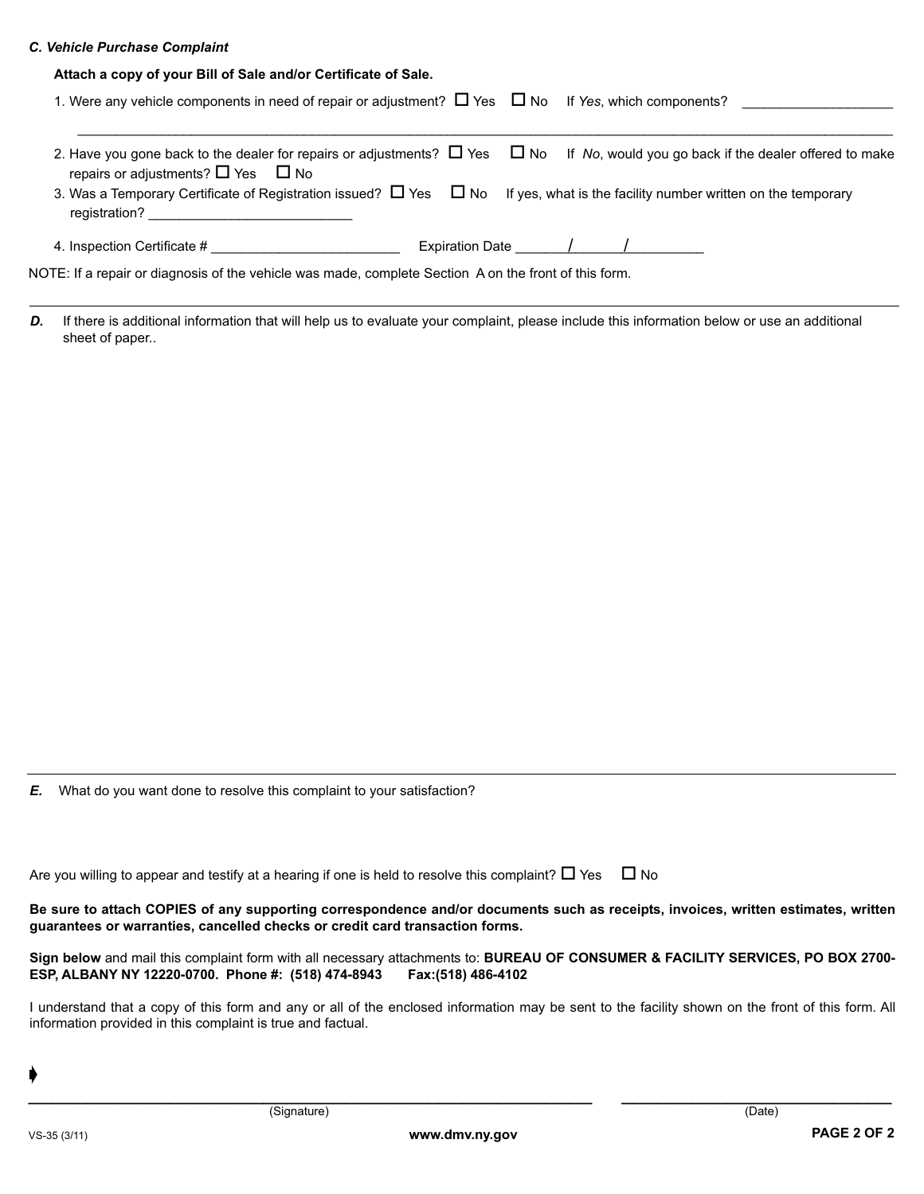*C. Vehicle Purchase Complaint*

**Attach a copy of your Bill of Sale and/or Certificate of Sale.**

1. Were any vehicle components in need of repair or adjustment? ☐ Yes ☐ No If *Yes*, which components? ____________________

   ________________________________________________________________________________________________

2. Have you gone back to the dealer for repairs or adjustments? ☐ Yes ☐ No If *No*, would you go back if the dealer offered to make repairs or adjustments? ☐ Yes ☐ No
3. Was a Temporary Certificate of Registration issued? ☐ Yes ☐ No If yes, what is the facility number written on the temporary registration? ___________________________
4. Inspection Certificate # _________________________ Expiration Date _______/_______/__________

NOTE: If a repair or diagnosis of the vehicle was made, complete Section A on the front of this form.

***D.*** If there is additional information that will help us to evaluate your complaint, please include this information below or use an additional sheet of paper..

***E.*** What do you want done to resolve this complaint to your satisfaction?

Are you willing to appear and testify at a hearing if one is held to resolve this complaint? ☐ Yes ☐ No

**Be sure to attach COPIES of any supporting correspondence and/or documents such as receipts, invoices, written estimates, written guarantees or warranties, cancelled checks or credit card transaction forms.**

**Sign below** and mail this complaint form with all necessary attachments to: **BUREAU OF CONSUMER & FACILITY SERVICES, PO BOX 2700-ESP, ALBANY NY 12220-0700. Phone #: (518) 474-8943 Fax:(518) 486-4102**

I understand that a copy of this form and any or all of the enclosed information may be sent to the facility shown on the front of this form. All information provided in this complaint is true and factual.

________________________________________ (Signature)

____________________ (Date)

VS-35 (3/11)

**www.dmv.ny.gov**